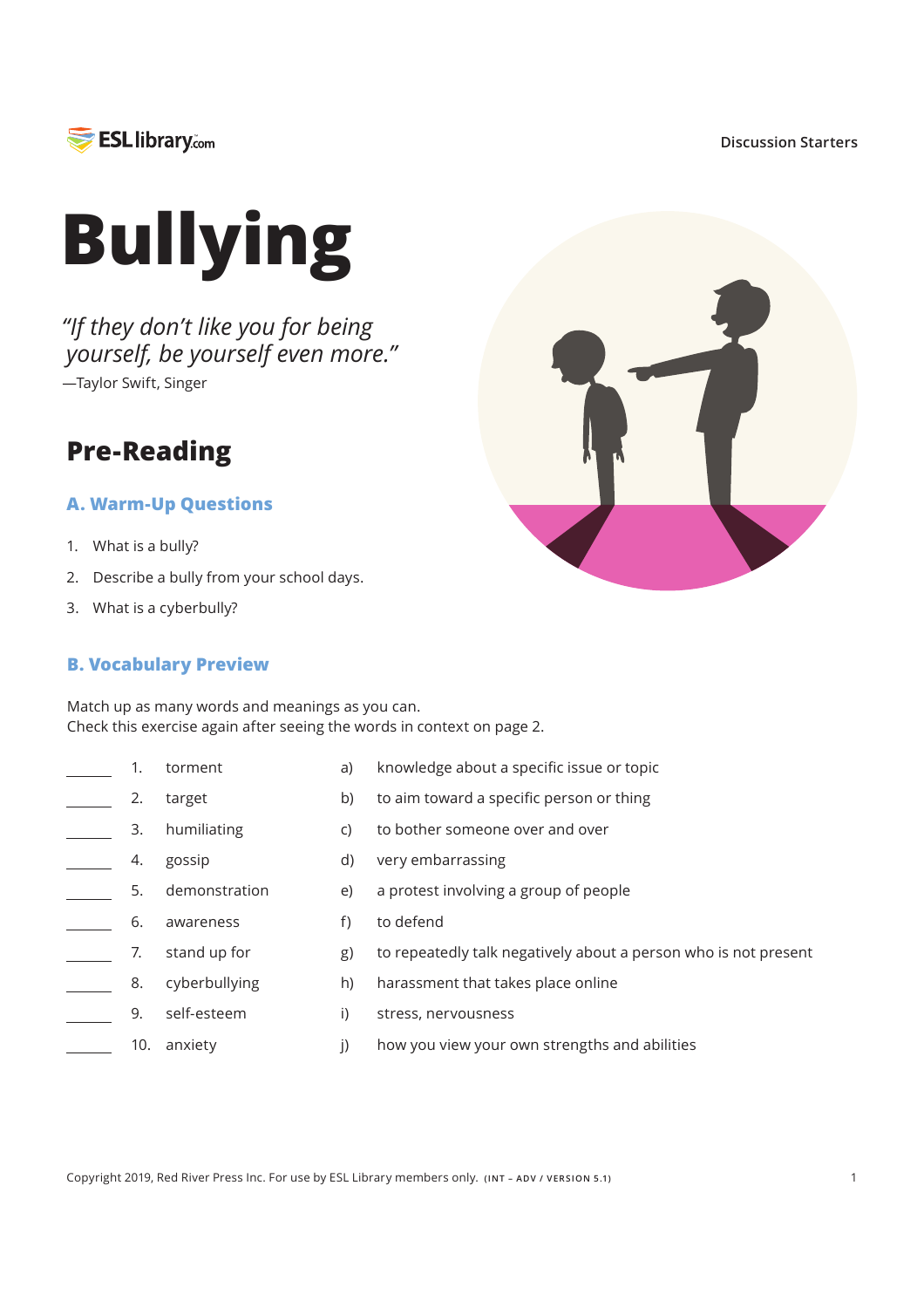# Bullying

*"If they don't like you for being yourself, be yourself even more."*
—Taylor Swift, Singer

## Pre-Reading

### A. Warm-Up Questions

1. What is a bully?
2. Describe a bully from your school days.
3. What is a cyberbully?

### B. Vocabulary Preview

Match up as many words and meanings as you can.
Check this exercise again after seeing the words in context on page 2.

| | | | | |
|---|---|---|---|---|
| ______ | 1. | torment | a) | knowledge about a specific issue or topic |
| ______ | 2. | target | b) | to aim toward a specific person or thing |
| ______ | 3. | humiliating | c) | to bother someone over and over |
| ______ | 4. | gossip | d) | very embarrassing |
| ______ | 5. | demonstration | e) | a protest involving a group of people |
| ______ | 6. | awareness | f) | to defend |
| ______ | 7. | stand up for | g) | to repeatedly talk negatively about a person who is not present |
| ______ | 8. | cyberbullying | h) | harassment that takes place online |
| ______ | 9. | self-esteem | i) | stress, nervousness |
| ______ | 10. | anxiety | j) | how you view your own strengths and abilities |

Copyright 2019, Red River Press Inc. For use by ESL Library members only. (INT – ADV / VERSION 5.1)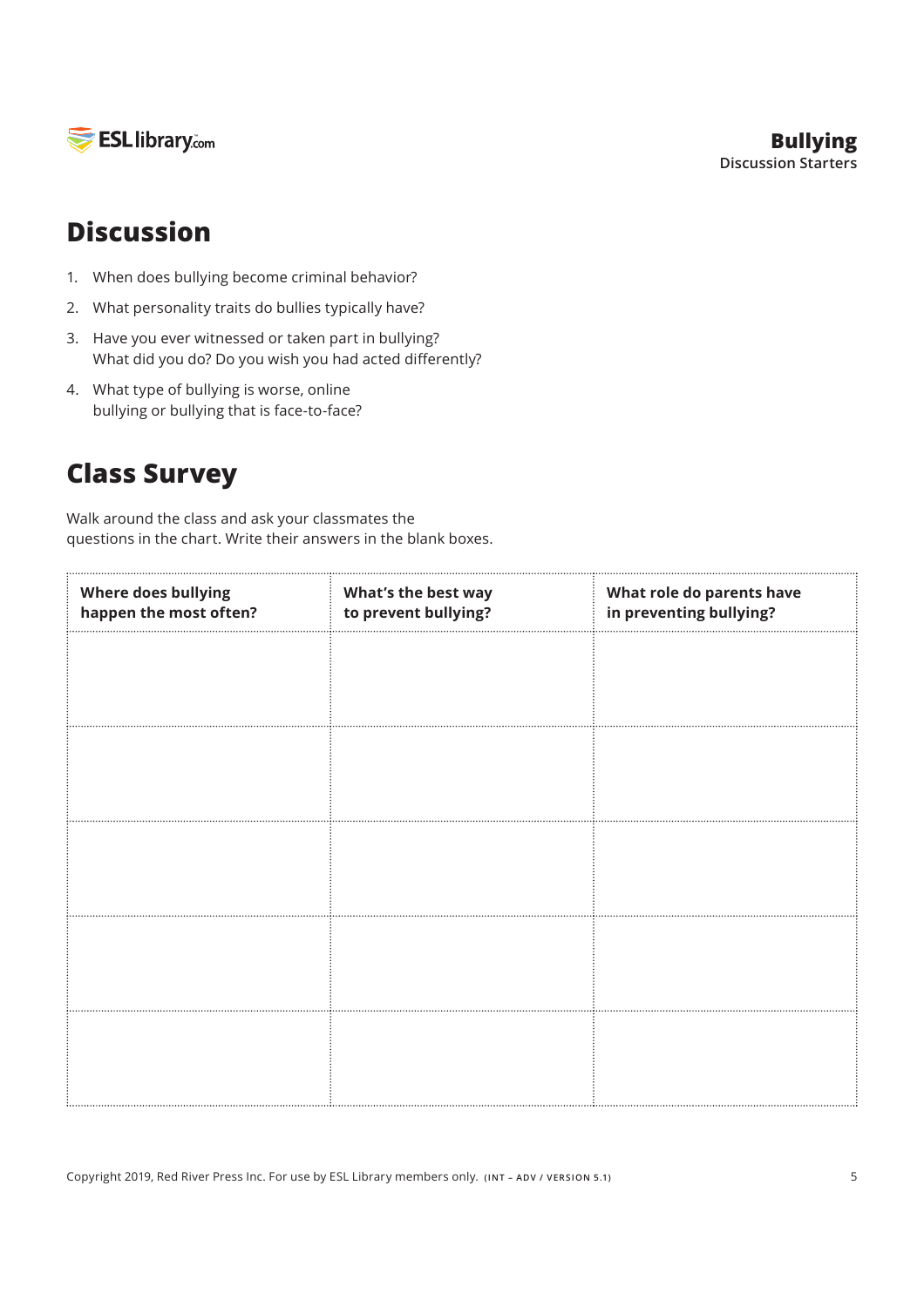## Discussion

1. When does bullying become criminal behavior?
2. What personality traits do bullies typically have?
3. Have you ever witnessed or taken part in bullying? What did you do? Do you wish you had acted differently?
4. What type of bullying is worse, online bullying or bullying that is face-to-face?

## Class Survey

Walk around the class and ask your classmates the questions in the chart. Write their answers in the blank boxes.

| Where does bullying happen the most often? | What's the best way to prevent bullying? | What role do parents have in preventing bullying? |
|---|---|---|
| | | |
| | | |
| | | |
| | | |
| | | |